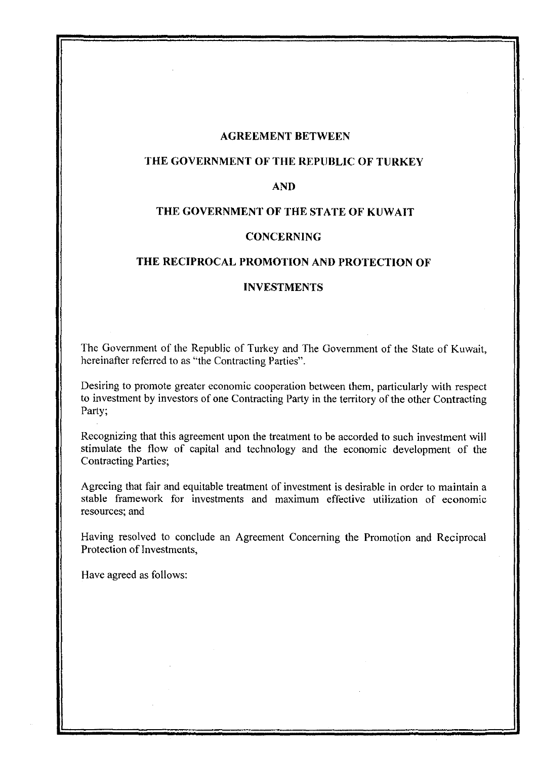# AGREEMENT BETWEEN

# THE GOVERNMENT OF THE REPUBLIC OF TURKEY

# AND

# THE GOVERNMENT OF THE STATE OF KUWAIT

# CONCERNING

# THE RECIPROCAL PROMOTION AND PROTECTION OF

# INVESTMENTS

The Government of the Republic of Turkey and The Government of the State of Kuwait, hereinafter referred to as "the Contracting Parties".

Desiring to promote greater economic cooperation between them, particularly with respect to investment by investors of one Contracting Party in the territory of the other Contracting Party;

Recognizing that this agreement upon the treatment to be accorded to such investment will stimulate the flow of capital and technology and the economic development of the Contracting Parties;

Agreeing that fair and equitable treatment of investment is desirable in order to maintain a stable framework for investments and maximum effective utilization of economic resources; and

Having resolved to conclude an Agreement Concerning the Promotion and Reciprocal Protection of Investments,

Have agreed as follows: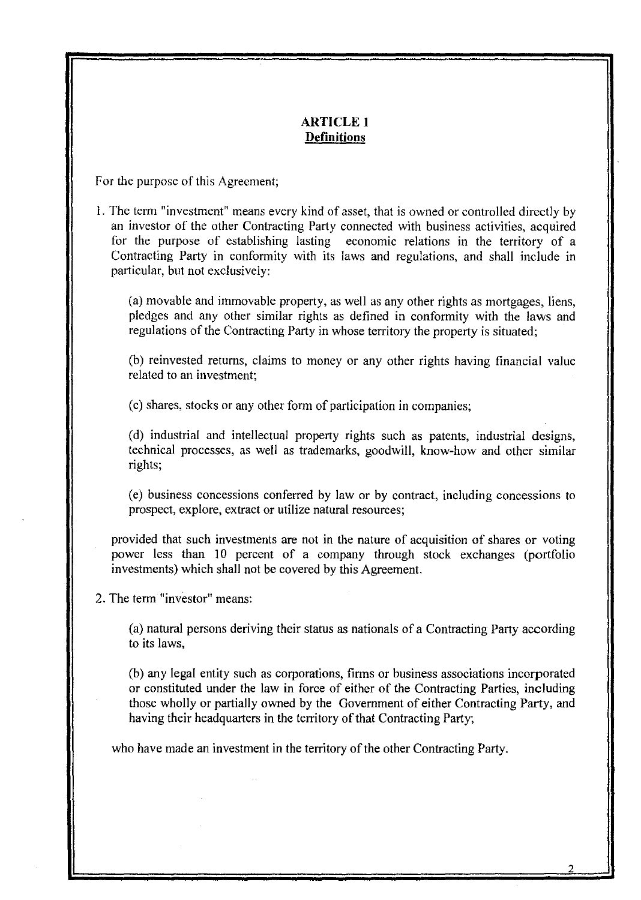## ARTICLE 1
**Definitions**

For the purpose of this Agreement;

1. The term "investment" means every kind of asset, that is owned or controlled directly by an investor of the other Contracting Party connected with business activities, acquired for the purpose of establishing lasting economic relations in the territory of a Contracting Party in conformity with its laws and regulations, and shall include in particular, but not exclusively:

   (a) movable and immovable property, as well as any other rights as mortgages, liens, pledges and any other similar rights as defined in conformity with the laws and regulations of the Contracting Party in whose territory the property is situated;

   (b) reinvested returns, claims to money or any other rights having financial value related to an investment;

   (c) shares, stocks or any other form of participation in companies;

   (d) industrial and intellectual property rights such as patents, industrial designs, technical processes, as well as trademarks, goodwill, know-how and other similar rights;

   (e) business concessions conferred by law or by contract, including concessions to prospect, explore, extract or utilize natural resources;

   provided that such investments are not in the nature of acquisition of shares or voting power less than 10 percent of a company through stock exchanges (portfolio investments) which shall not be covered by this Agreement.

2. The term "investor" means:

   (a) natural persons deriving their status as nationals of a Contracting Party according to its laws,

   (b) any legal entity such as corporations, firms or business associations incorporated or constituted under the law in force of either of the Contracting Parties, including those wholly or partially owned by the Government of either Contracting Party, and having their headquarters in the territory of that Contracting Party;

   who have made an investment in the territory of the other Contracting Party.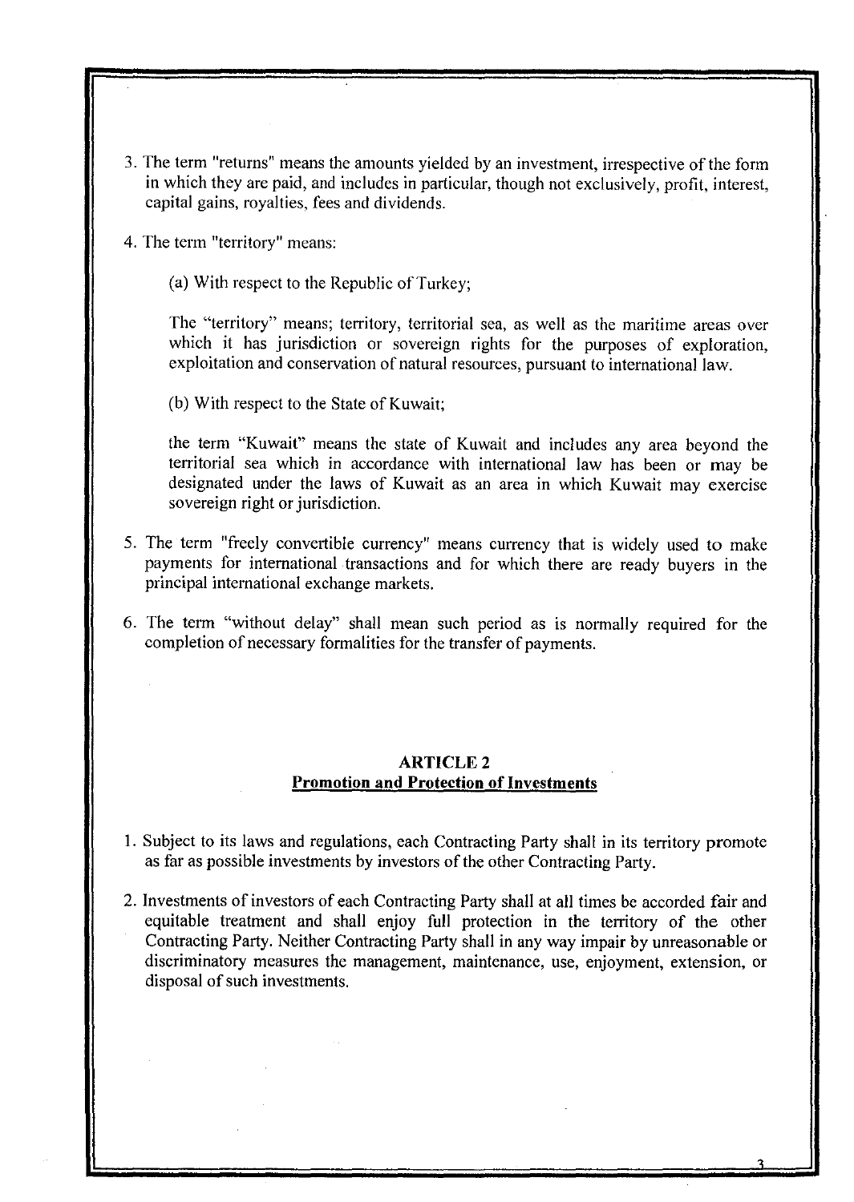3. The term "returns" means the amounts yielded by an investment, irrespective of the form in which they are paid, and includes in particular, though not exclusively, profit, interest, capital gains, royalties, fees and dividends.

4. The term "territory" means:

   (a) With respect to the Republic of Turkey;

   The "territory" means; territory, territorial sea, as well as the maritime areas over which it has jurisdiction or sovereign rights for the purposes of exploration, exploitation and conservation of natural resources, pursuant to international law.

   (b) With respect to the State of Kuwait;

   the term "Kuwait" means the state of Kuwait and includes any area beyond the territorial sea which in accordance with international law has been or may be designated under the laws of Kuwait as an area in which Kuwait may exercise sovereign right or jurisdiction.

5. The term "freely convertible currency" means currency that is widely used to make payments for international transactions and for which there are ready buyers in the principal international exchange markets.

6. The term "without delay" shall mean such period as is normally required for the completion of necessary formalities for the transfer of payments.

## ARTICLE 2
## Promotion and Protection of Investments

1. Subject to its laws and regulations, each Contracting Party shall in its territory promote as far as possible investments by investors of the other Contracting Party.

2. Investments of investors of each Contracting Party shall at all times be accorded fair and equitable treatment and shall enjoy full protection in the territory of the other Contracting Party. Neither Contracting Party shall in any way impair by unreasonable or discriminatory measures the management, maintenance, use, enjoyment, extension, or disposal of such investments.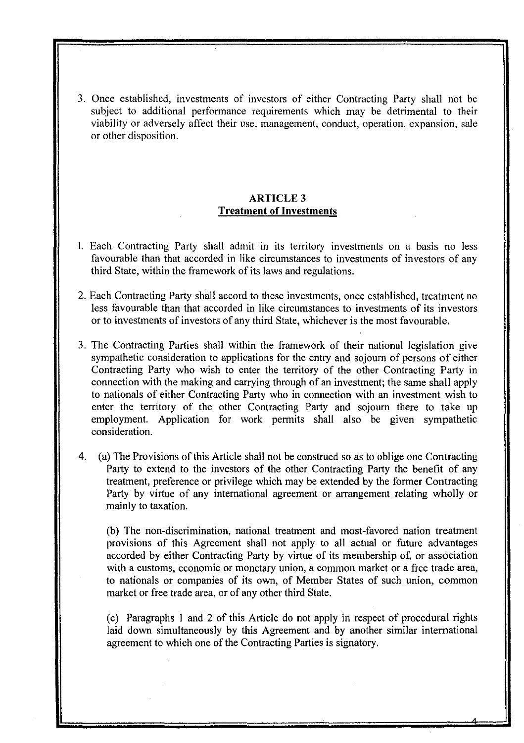3. Once established, investments of investors of either Contracting Party shall not be subject to additional performance requirements which may be detrimental to their viability or adversely affect their use, management, conduct, operation, expansion, sale or other disposition.

## ARTICLE 3
## Treatment of Investments

1. Each Contracting Party shall admit in its territory investments on a basis no less favourable than that accorded in like circumstances to investments of investors of any third State, within the framework of its laws and regulations.

2. Each Contracting Party shall accord to these investments, once established, treatment no less favourable than that accorded in like circumstances to investments of its investors or to investments of investors of any third State, whichever is the most favourable.

3. The Contracting Parties shall within the framework of their national legislation give sympathetic consideration to applications for the entry and sojourn of persons of either Contracting Party who wish to enter the territory of the other Contracting Party in connection with the making and carrying through of an investment; the same shall apply to nationals of either Contracting Party who in connection with an investment wish to enter the territory of the other Contracting Party and sojourn there to take up employment. Application for work permits shall also be given sympathetic consideration.

4. (a) The Provisions of this Article shall not be construed so as to oblige one Contracting Party to extend to the investors of the other Contracting Party the benefit of any treatment, preference or privilege which may be extended by the former Contracting Party by virtue of any international agreement or arrangement relating wholly or mainly to taxation.

   (b) The non-discrimination, national treatment and most-favored nation treatment provisions of this Agreement shall not apply to all actual or future advantages accorded by either Contracting Party by virtue of its membership of, or association with a customs, economic or monetary union, a common market or a free trade area, to nationals or companies of its own, of Member States of such union, common market or free trade area, or of any other third State.

   (c) Paragraphs 1 and 2 of this Article do not apply in respect of procedural rights laid down simultaneously by this Agreement and by another similar international agreement to which one of the Contracting Parties is signatory.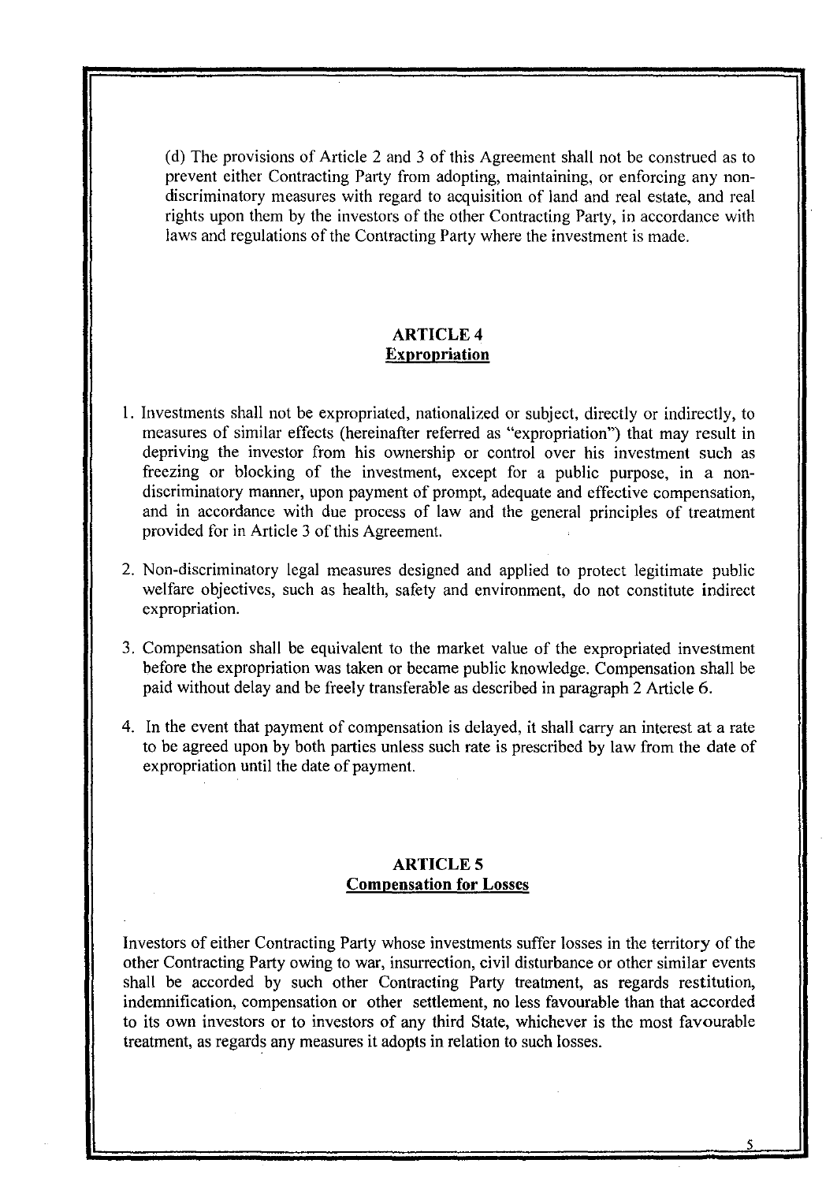(d) The provisions of Article 2 and 3 of this Agreement shall not be construed as to prevent either Contracting Party from adopting, maintaining, or enforcing any non-discriminatory measures with regard to acquisition of land and real estate, and real rights upon them by the investors of the other Contracting Party, in accordance with laws and regulations of the Contracting Party where the investment is made.

## ARTICLE 4
## Expropriation

1. Investments shall not be expropriated, nationalized or subject, directly or indirectly, to measures of similar effects (hereinafter referred as "expropriation") that may result in depriving the investor from his ownership or control over his investment such as freezing or blocking of the investment, except for a public purpose, in a non-discriminatory manner, upon payment of prompt, adequate and effective compensation, and in accordance with due process of law and the general principles of treatment provided for in Article 3 of this Agreement.

2. Non-discriminatory legal measures designed and applied to protect legitimate public welfare objectives, such as health, safety and environment, do not constitute indirect expropriation.

3. Compensation shall be equivalent to the market value of the expropriated investment before the expropriation was taken or became public knowledge. Compensation shall be paid without delay and be freely transferable as described in paragraph 2 Article 6.

4. In the event that payment of compensation is delayed, it shall carry an interest at a rate to be agreed upon by both parties unless such rate is prescribed by law from the date of expropriation until the date of payment.

## ARTICLE 5
## Compensation for Losses

Investors of either Contracting Party whose investments suffer losses in the territory of the other Contracting Party owing to war, insurrection, civil disturbance or other similar events shall be accorded by such other Contracting Party treatment, as regards restitution, indemnification, compensation or other settlement, no less favourable than that accorded to its own investors or to investors of any third State, whichever is the most favourable treatment, as regards any measures it adopts in relation to such losses.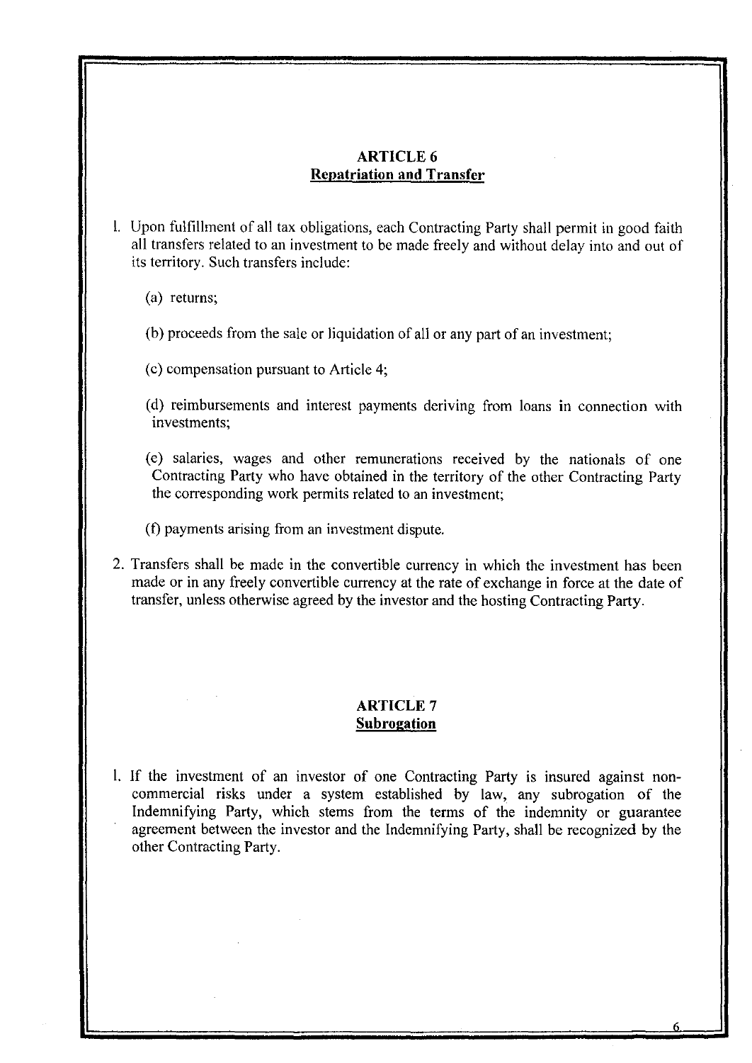## ARTICLE 6
## Repatriation and Transfer

1. Upon fulfillment of all tax obligations, each Contracting Party shall permit in good faith all transfers related to an investment to be made freely and without delay into and out of its territory. Such transfers include:

   (a) returns;

   (b) proceeds from the sale or liquidation of all or any part of an investment;

   (c) compensation pursuant to Article 4;

   (d) reimbursements and interest payments deriving from loans in connection with investments;

   (e) salaries, wages and other remunerations received by the nationals of one Contracting Party who have obtained in the territory of the other Contracting Party the corresponding work permits related to an investment;

   (f) payments arising from an investment dispute.

2. Transfers shall be made in the convertible currency in which the investment has been made or in any freely convertible currency at the rate of exchange in force at the date of transfer, unless otherwise agreed by the investor and the hosting Contracting Party.

## ARTICLE 7
## Subrogation

1. If the investment of an investor of one Contracting Party is insured against non-commercial risks under a system established by law, any subrogation of the Indemnifying Party, which stems from the terms of the indemnity or guarantee agreement between the investor and the Indemnifying Party, shall be recognized by the other Contracting Party.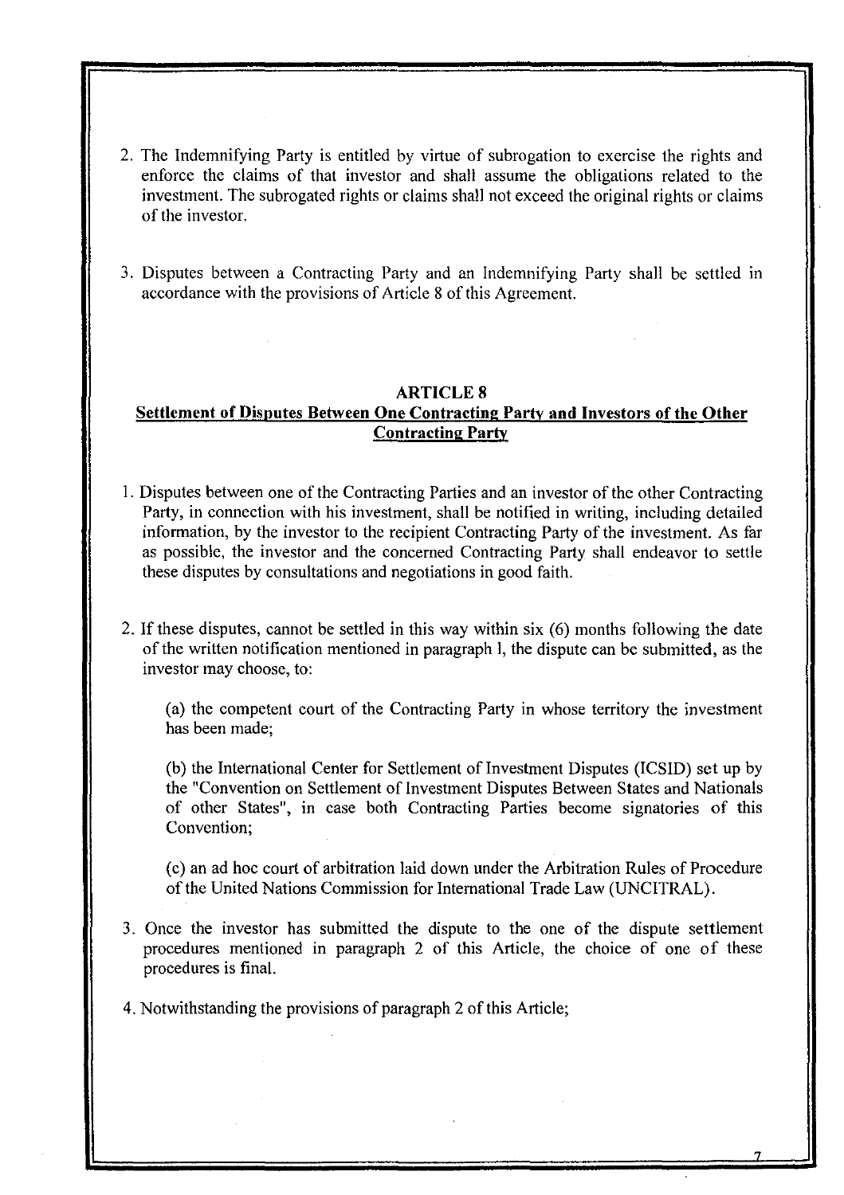2. The Indemnifying Party is entitled by virtue of subrogation to exercise the rights and enforce the claims of that investor and shall assume the obligations related to the investment. The subrogated rights or claims shall not exceed the original rights or claims of the investor.

3. Disputes between a Contracting Party and an Indemnifying Party shall be settled in accordance with the provisions of Article 8 of this Agreement.

## ARTICLE 8
## Settlement of Disputes Between One Contracting Party and Investors of the Other Contracting Party

1. Disputes between one of the Contracting Parties and an investor of the other Contracting Party, in connection with his investment, shall be notified in writing, including detailed information, by the investor to the recipient Contracting Party of the investment. As far as possible, the investor and the concerned Contracting Party shall endeavor to settle these disputes by consultations and negotiations in good faith.

2. If these disputes, cannot be settled in this way within six (6) months following the date of the written notification mentioned in paragraph 1, the dispute can be submitted, as the investor may choose, to:

   (a) the competent court of the Contracting Party in whose territory the investment has been made;

   (b) the International Center for Settlement of Investment Disputes (ICSID) set up by the "Convention on Settlement of Investment Disputes Between States and Nationals of other States", in case both Contracting Parties become signatories of this Convention;

   (c) an ad hoc court of arbitration laid down under the Arbitration Rules of Procedure of the United Nations Commission for International Trade Law (UNCITRAL).

3. Once the investor has submitted the dispute to the one of the dispute settlement procedures mentioned in paragraph 2 of this Article, the choice of one of these procedures is final.

4. Notwithstanding the provisions of paragraph 2 of this Article;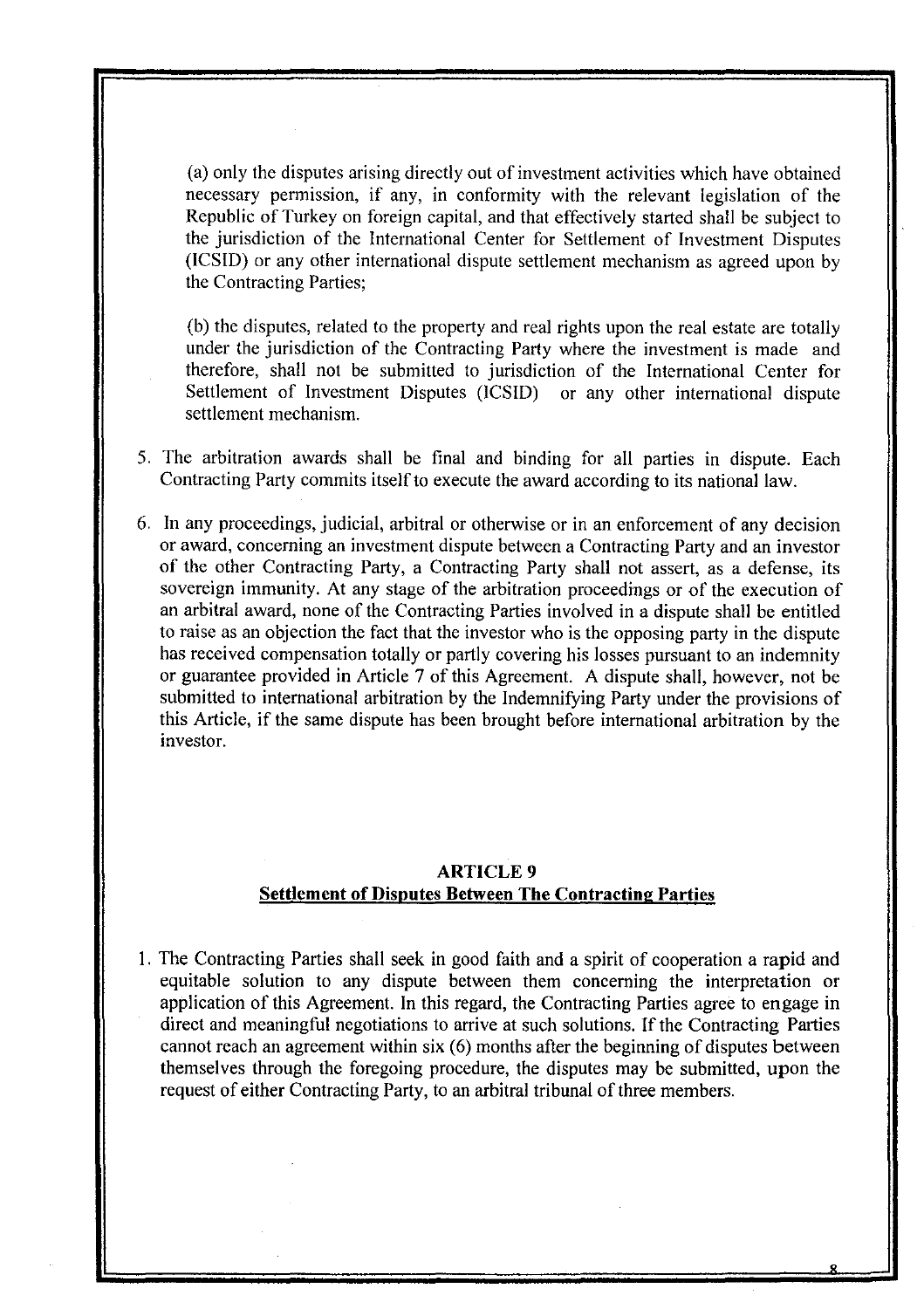(a) only the disputes arising directly out of investment activities which have obtained necessary permission, if any, in conformity with the relevant legislation of the Republic of Turkey on foreign capital, and that effectively started shall be subject to the jurisdiction of the International Center for Settlement of Investment Disputes (ICSID) or any other international dispute settlement mechanism as agreed upon by the Contracting Parties;

(b) the disputes, related to the property and real rights upon the real estate are totally under the jurisdiction of the Contracting Party where the investment is made and therefore, shall not be submitted to jurisdiction of the International Center for Settlement of Investment Disputes (ICSID) or any other international dispute settlement mechanism.

5. The arbitration awards shall be final and binding for all parties in dispute. Each Contracting Party commits itself to execute the award according to its national law.

6. In any proceedings, judicial, arbitral or otherwise or in an enforcement of any decision or award, concerning an investment dispute between a Contracting Party and an investor of the other Contracting Party, a Contracting Party shall not assert, as a defense, its sovereign immunity. At any stage of the arbitration proceedings or of the execution of an arbitral award, none of the Contracting Parties involved in a dispute shall be entitled to raise as an objection the fact that the investor who is the opposing party in the dispute has received compensation totally or partly covering his losses pursuant to an indemnity or guarantee provided in Article 7 of this Agreement. A dispute shall, however, not be submitted to international arbitration by the Indemnifying Party under the provisions of this Article, if the same dispute has been brought before international arbitration by the investor.

## ARTICLE 9

## Settlement of Disputes Between The Contracting Parties

1. The Contracting Parties shall seek in good faith and a spirit of cooperation a rapid and equitable solution to any dispute between them concerning the interpretation or application of this Agreement. In this regard, the Contracting Parties agree to engage in direct and meaningful negotiations to arrive at such solutions. If the Contracting Parties cannot reach an agreement within six (6) months after the beginning of disputes between themselves through the foregoing procedure, the disputes may be submitted, upon the request of either Contracting Party, to an arbitral tribunal of three members.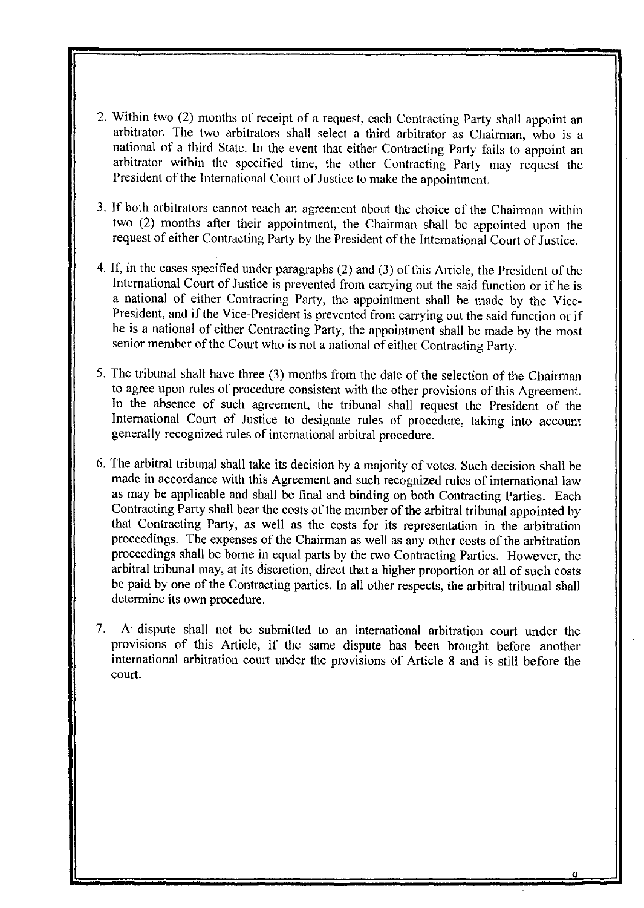2. Within two (2) months of receipt of a request, each Contracting Party shall appoint an arbitrator. The two arbitrators shall select a third arbitrator as Chairman, who is a national of a third State. In the event that either Contracting Party fails to appoint an arbitrator within the specified time, the other Contracting Party may request the President of the International Court of Justice to make the appointment.

3. If both arbitrators cannot reach an agreement about the choice of the Chairman within two (2) months after their appointment, the Chairman shall be appointed upon the request of either Contracting Party by the President of the International Court of Justice.

4. If, in the cases specified under paragraphs (2) and (3) of this Article, the President of the International Court of Justice is prevented from carrying out the said function or if he is a national of either Contracting Party, the appointment shall be made by the Vice-President, and if the Vice-President is prevented from carrying out the said function or if he is a national of either Contracting Party, the appointment shall be made by the most senior member of the Court who is not a national of either Contracting Party.

5. The tribunal shall have three (3) months from the date of the selection of the Chairman to agree upon rules of procedure consistent with the other provisions of this Agreement. In the absence of such agreement, the tribunal shall request the President of the International Court of Justice to designate rules of procedure, taking into account generally recognized rules of international arbitral procedure.

6. The arbitral tribunal shall take its decision by a majority of votes. Such decision shall be made in accordance with this Agreement and such recognized rules of international law as may be applicable and shall be final and binding on both Contracting Parties. Each Contracting Party shall bear the costs of the member of the arbitral tribunal appointed by that Contracting Party, as well as the costs for its representation in the arbitration proceedings. The expenses of the Chairman as well as any other costs of the arbitration proceedings shall be borne in equal parts by the two Contracting Parties. However, the arbitral tribunal may, at its discretion, direct that a higher proportion or all of such costs be paid by one of the Contracting parties. In all other respects, the arbitral tribunal shall determine its own procedure.

7. A dispute shall not be submitted to an international arbitration court under the provisions of this Article, if the same dispute has been brought before another international arbitration court under the provisions of Article 8 and is still before the court.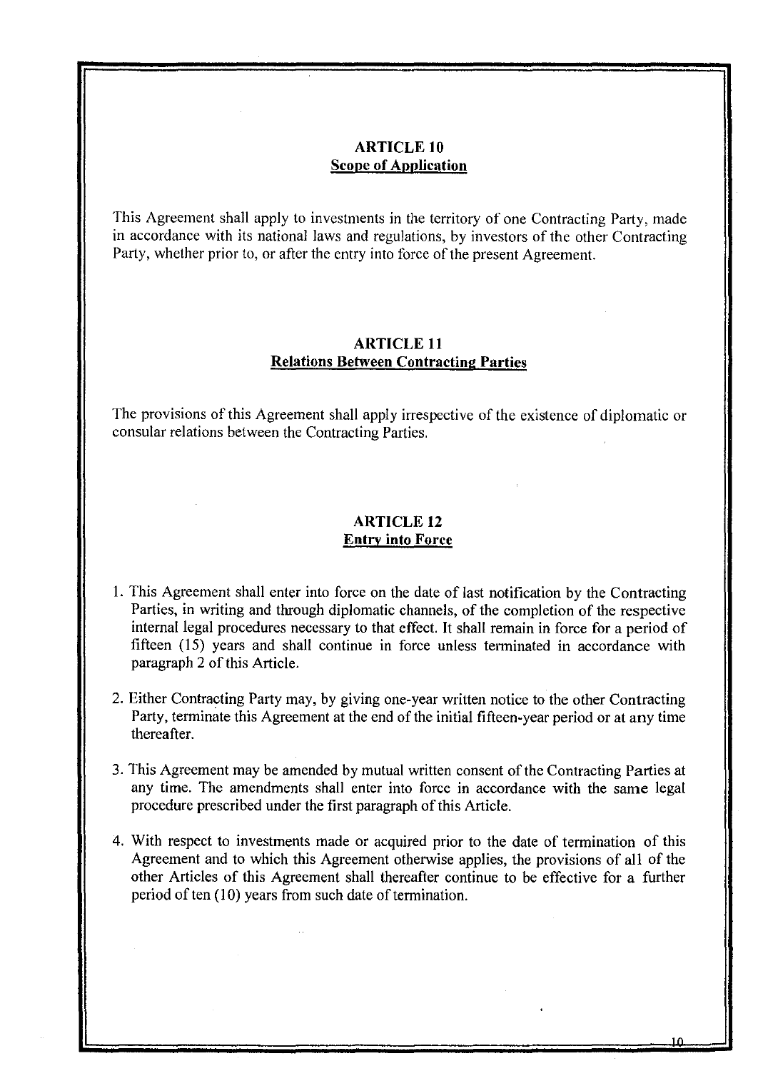## ARTICLE 10
**Scope of Application**

This Agreement shall apply to investments in the territory of one Contracting Party, made in accordance with its national laws and regulations, by investors of the other Contracting Party, whether prior to, or after the entry into force of the present Agreement.

## ARTICLE 11
**Relations Between Contracting Parties**

The provisions of this Agreement shall apply irrespective of the existence of diplomatic or consular relations between the Contracting Parties.

## ARTICLE 12
**Entry into Force**

1. This Agreement shall enter into force on the date of last notification by the Contracting Parties, in writing and through diplomatic channels, of the completion of the respective internal legal procedures necessary to that effect. It shall remain in force for a period of fifteen (15) years and shall continue in force unless terminated in accordance with paragraph 2 of this Article.

2. Either Contracting Party may, by giving one-year written notice to the other Contracting Party, terminate this Agreement at the end of the initial fifteen-year period or at any time thereafter.

3. This Agreement may be amended by mutual written consent of the Contracting Parties at any time. The amendments shall enter into force in accordance with the same legal procedure prescribed under the first paragraph of this Article.

4. With respect to investments made or acquired prior to the date of termination of this Agreement and to which this Agreement otherwise applies, the provisions of all of the other Articles of this Agreement shall thereafter continue to be effective for a further period of ten (10) years from such date of termination.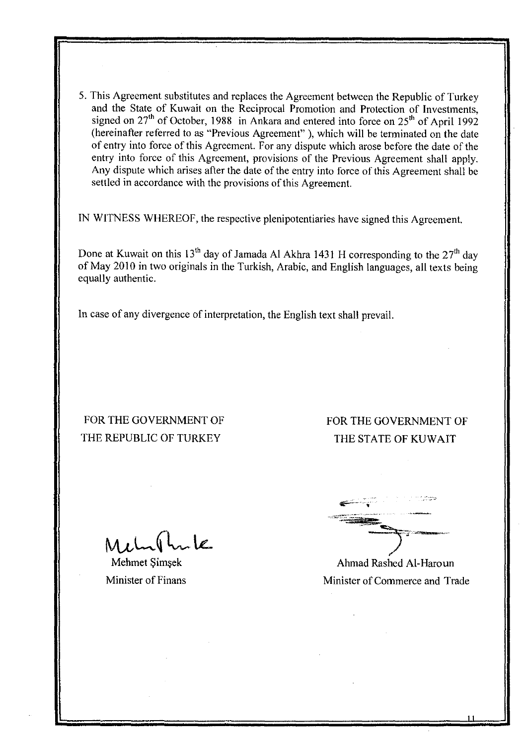5. This Agreement substitutes and replaces the Agreement between the Republic of Turkey and the State of Kuwait on the Reciprocal Promotion and Protection of Investments, signed on 27th of October, 1988 in Ankara and entered into force on 25th of April 1992 (hereinafter referred to as "Previous Agreement" ), which will be terminated on the date of entry into force of this Agreement. For any dispute which arose before the date of the entry into force of this Agreement, provisions of the Previous Agreement shall apply. Any dispute which arises after the date of the entry into force of this Agreement shall be settled in accordance with the provisions of this Agreement.

IN WITNESS WHEREOF, the respective plenipotentiaries have signed this Agreement.

Done at Kuwait on this 13th day of Jamada Al Akhra 1431 H corresponding to the 27th day of May 2010 in two originals in the Turkish, Arabic, and English languages, all texts being equally authentic.

In case of any divergence of interpretation, the English text shall prevail.

| FOR THE GOVERNMENT OF THE REPUBLIC OF TURKEY | FOR THE GOVERNMENT OF THE STATE OF KUWAIT |
|---|---|
| Mehmet Şimşek | Ahmad Rashed Al-Haroun |
| Minister of Finans | Minister of Commerce and Trade |